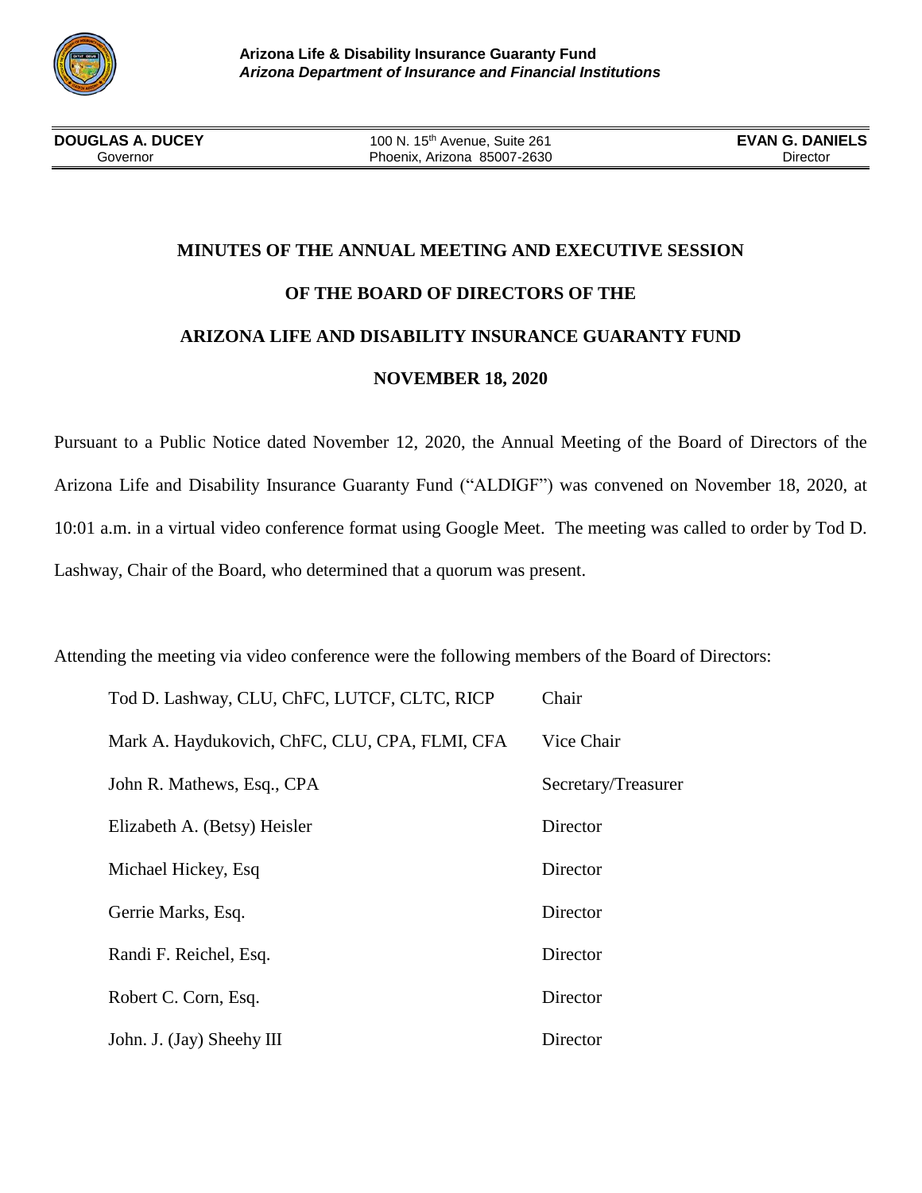**Arizona Life & Disability Insurance Guaranty Fund**
***Arizona Department of Insurance and Financial Institutions***

| **DOUGLAS A. DUCEY** Governor | 100 N. 15th Avenue, Suite 261 Phoenix, Arizona 85007-2630 | **EVAN G. DANIELS** Director |
| --- | --- | --- |

# MINUTES OF THE ANNUAL MEETING AND EXECUTIVE SESSION

# OF THE BOARD OF DIRECTORS OF THE

# ARIZONA LIFE AND DISABILITY INSURANCE GUARANTY FUND

# NOVEMBER 18, 2020

Pursuant to a Public Notice dated November 12, 2020, the Annual Meeting of the Board of Directors of the Arizona Life and Disability Insurance Guaranty Fund ("ALDIGF") was convened on November 18, 2020, at 10:01 a.m. in a virtual video conference format using Google Meet. The meeting was called to order by Tod D. Lashway, Chair of the Board, who determined that a quorum was present.

Attending the meeting via video conference were the following members of the Board of Directors:

| Name | Title |
| --- | --- |
| Tod D. Lashway, CLU, ChFC, LUTCF, CLTC, RICP | Chair |
| Mark A. Haydukovich, ChFC, CLU, CPA, FLMI, CFA | Vice Chair |
| John R. Mathews, Esq., CPA | Secretary/Treasurer |
| Elizabeth A. (Betsy) Heisler | Director |
| Michael Hickey, Esq | Director |
| Gerrie Marks, Esq. | Director |
| Randi F. Reichel, Esq. | Director |
| Robert C. Corn, Esq. | Director |
| John. J. (Jay) Sheehy III | Director |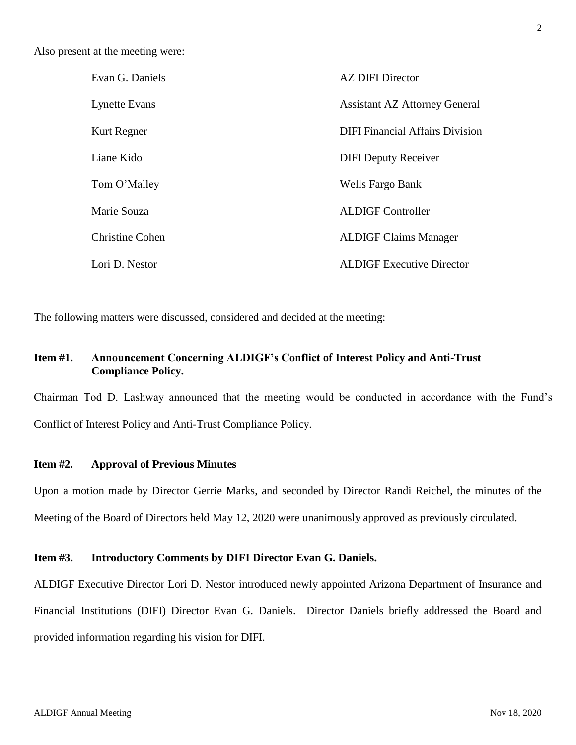Also present at the meeting were:

| | |
|---|---|
| Evan G. Daniels | AZ DIFI Director |
| Lynette Evans | Assistant AZ Attorney General |
| Kurt Regner | DIFI Financial Affairs Division |
| Liane Kido | DIFI Deputy Receiver |
| Tom O'Malley | Wells Fargo Bank |
| Marie Souza | ALDIGF Controller |
| Christine Cohen | ALDIGF Claims Manager |
| Lori D. Nestor | ALDIGF Executive Director |

The following matters were discussed, considered and decided at the meeting:

**Item #1. Announcement Concerning ALDIGF's Conflict of Interest Policy and Anti-Trust Compliance Policy.**

Chairman Tod D. Lashway announced that the meeting would be conducted in accordance with the Fund's Conflict of Interest Policy and Anti-Trust Compliance Policy.

**Item #2. Approval of Previous Minutes**

Upon a motion made by Director Gerrie Marks, and seconded by Director Randi Reichel, the minutes of the Meeting of the Board of Directors held May 12, 2020 were unanimously approved as previously circulated.

**Item #3. Introductory Comments by DIFI Director Evan G. Daniels.**

ALDIGF Executive Director Lori D. Nestor introduced newly appointed Arizona Department of Insurance and Financial Institutions (DIFI) Director Evan G. Daniels. Director Daniels briefly addressed the Board and provided information regarding his vision for DIFI.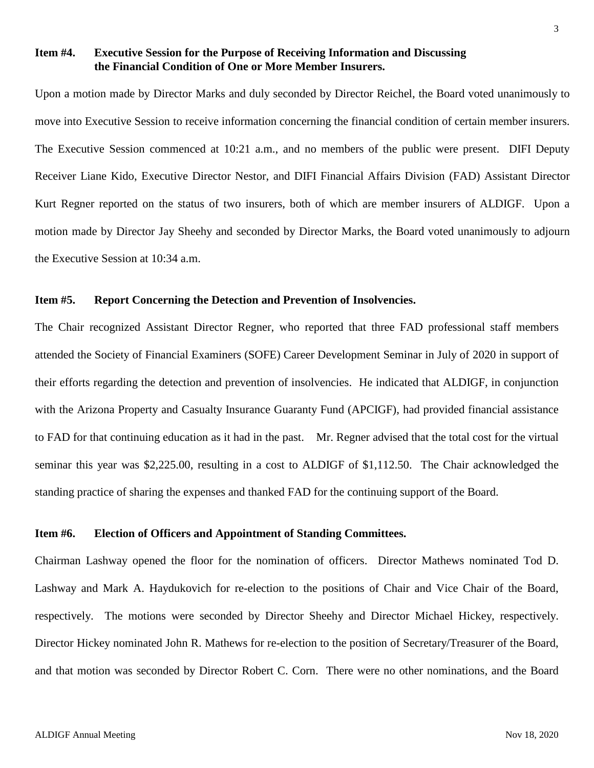**Item #4. Executive Session for the Purpose of Receiving Information and Discussing the Financial Condition of One or More Member Insurers.**

Upon a motion made by Director Marks and duly seconded by Director Reichel, the Board voted unanimously to move into Executive Session to receive information concerning the financial condition of certain member insurers. The Executive Session commenced at 10:21 a.m., and no members of the public were present. DIFI Deputy Receiver Liane Kido, Executive Director Nestor, and DIFI Financial Affairs Division (FAD) Assistant Director Kurt Regner reported on the status of two insurers, both of which are member insurers of ALDIGF. Upon a motion made by Director Jay Sheehy and seconded by Director Marks, the Board voted unanimously to adjourn the Executive Session at 10:34 a.m.

**Item #5. Report Concerning the Detection and Prevention of Insolvencies.**

The Chair recognized Assistant Director Regner, who reported that three FAD professional staff members attended the Society of Financial Examiners (SOFE) Career Development Seminar in July of 2020 in support of their efforts regarding the detection and prevention of insolvencies. He indicated that ALDIGF, in conjunction with the Arizona Property and Casualty Insurance Guaranty Fund (APCIGF), had provided financial assistance to FAD for that continuing education as it had in the past. Mr. Regner advised that the total cost for the virtual seminar this year was $2,225.00, resulting in a cost to ALDIGF of $1,112.50. The Chair acknowledged the standing practice of sharing the expenses and thanked FAD for the continuing support of the Board.

**Item #6. Election of Officers and Appointment of Standing Committees.**

Chairman Lashway opened the floor for the nomination of officers. Director Mathews nominated Tod D. Lashway and Mark A. Haydukovich for re-election to the positions of Chair and Vice Chair of the Board, respectively. The motions were seconded by Director Sheehy and Director Michael Hickey, respectively. Director Hickey nominated John R. Mathews for re-election to the position of Secretary/Treasurer of the Board, and that motion was seconded by Director Robert C. Corn. There were no other nominations, and the Board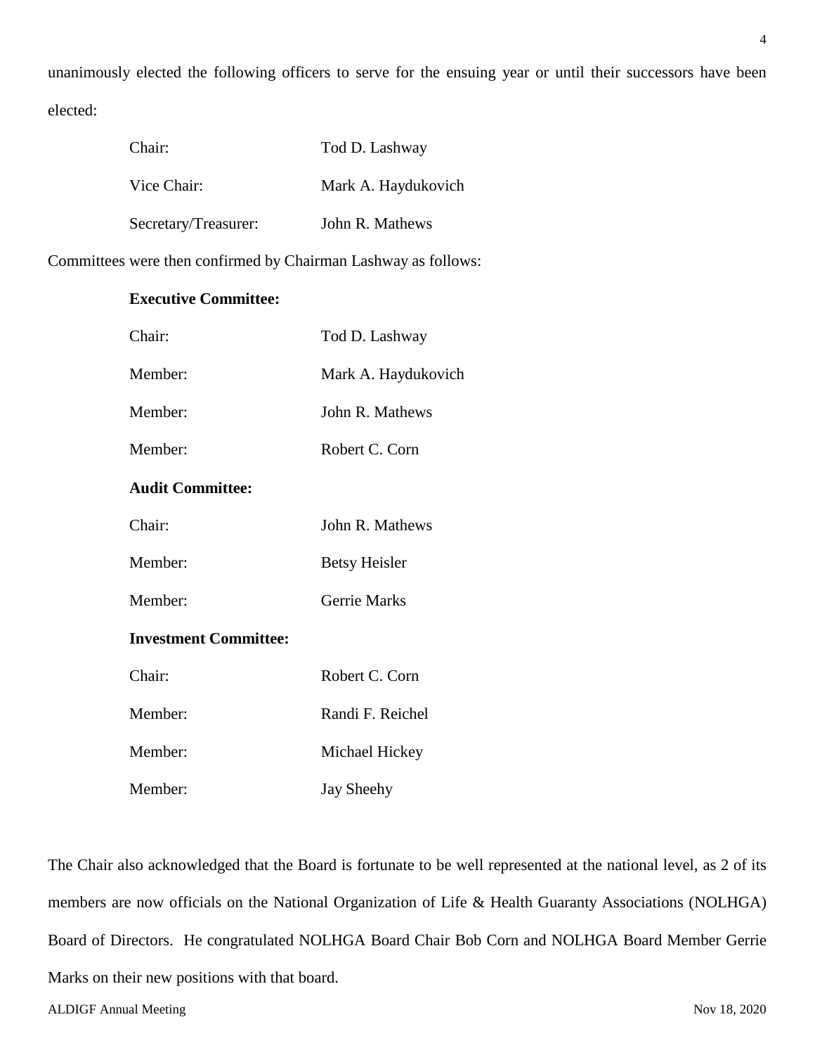unanimously elected the following officers to serve for the ensuing year or until their successors have been elected:

| | |
|---|---|
| Chair: | Tod D. Lashway |
| Vice Chair: | Mark A. Haydukovich |
| Secretary/Treasurer: | John R. Mathews |

Committees were then confirmed by Chairman Lashway as follows:

**Executive Committee:**

| | |
|---|---|
| Chair: | Tod D. Lashway |
| Member: | Mark A. Haydukovich |
| Member: | John R. Mathews |
| Member: | Robert C. Corn |

**Audit Committee:**

| | |
|---|---|
| Chair: | John R. Mathews |
| Member: | Betsy Heisler |
| Member: | Gerrie Marks |

**Investment Committee:**

| | |
|---|---|
| Chair: | Robert C. Corn |
| Member: | Randi F. Reichel |
| Member: | Michael Hickey |
| Member: | Jay Sheehy |

The Chair also acknowledged that the Board is fortunate to be well represented at the national level, as 2 of its members are now officials on the National Organization of Life & Health Guaranty Associations (NOLHGA) Board of Directors. He congratulated NOLHGA Board Chair Bob Corn and NOLHGA Board Member Gerrie Marks on their new positions with that board.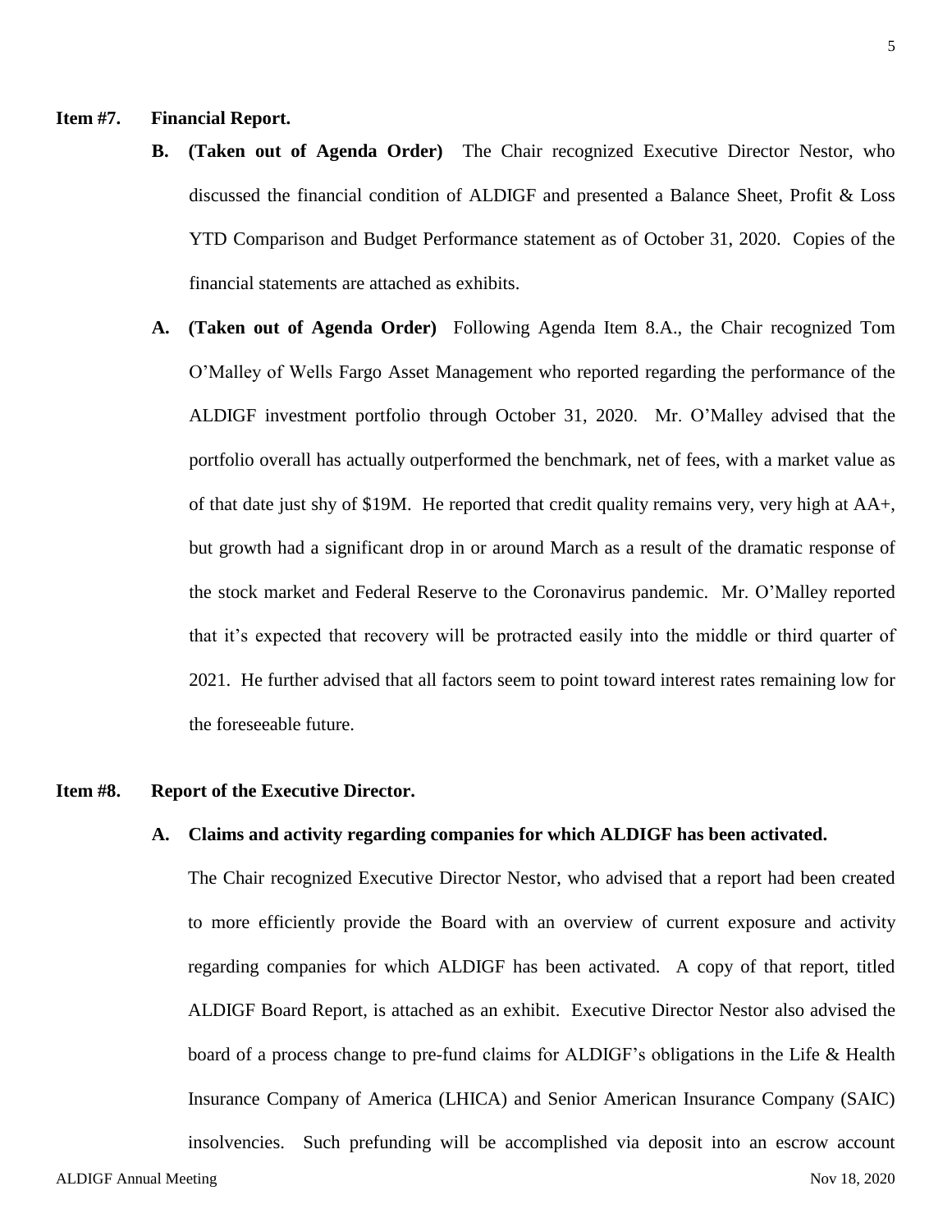**Item #7. Financial Report.**

**B. (Taken out of Agenda Order)** The Chair recognized Executive Director Nestor, who discussed the financial condition of ALDIGF and presented a Balance Sheet, Profit & Loss YTD Comparison and Budget Performance statement as of October 31, 2020. Copies of the financial statements are attached as exhibits.

**A. (Taken out of Agenda Order)** Following Agenda Item 8.A., the Chair recognized Tom O'Malley of Wells Fargo Asset Management who reported regarding the performance of the ALDIGF investment portfolio through October 31, 2020. Mr. O'Malley advised that the portfolio overall has actually outperformed the benchmark, net of fees, with a market value as of that date just shy of $19M. He reported that credit quality remains very, very high at AA+, but growth had a significant drop in or around March as a result of the dramatic response of the stock market and Federal Reserve to the Coronavirus pandemic. Mr. O'Malley reported that it's expected that recovery will be protracted easily into the middle or third quarter of 2021. He further advised that all factors seem to point toward interest rates remaining low for the foreseeable future.

**Item #8. Report of the Executive Director.**

**A. Claims and activity regarding companies for which ALDIGF has been activated.**

The Chair recognized Executive Director Nestor, who advised that a report had been created to more efficiently provide the Board with an overview of current exposure and activity regarding companies for which ALDIGF has been activated. A copy of that report, titled ALDIGF Board Report, is attached as an exhibit. Executive Director Nestor also advised the board of a process change to pre-fund claims for ALDIGF's obligations in the Life & Health Insurance Company of America (LHICA) and Senior American Insurance Company (SAIC) insolvencies. Such prefunding will be accomplished via deposit into an escrow account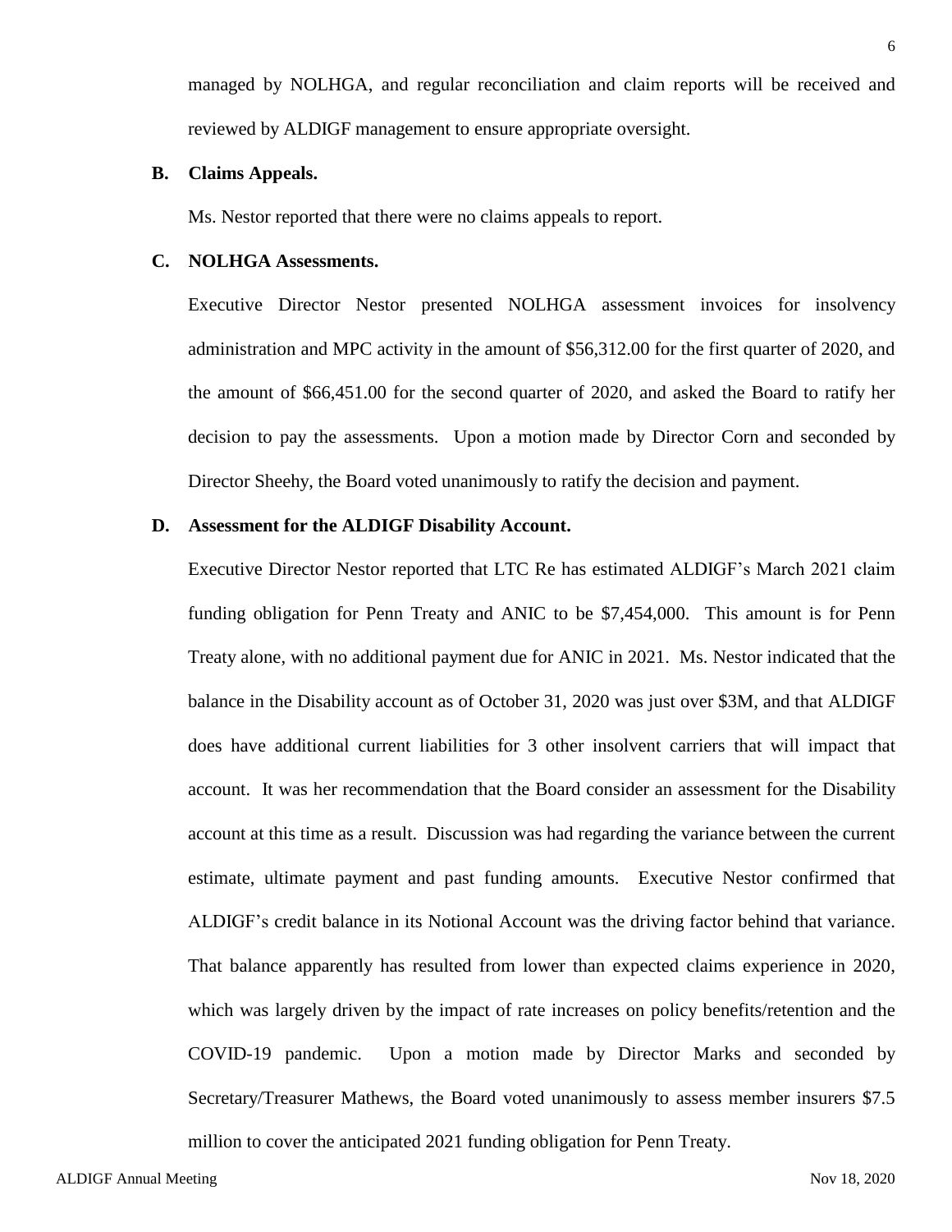managed by NOLHGA, and regular reconciliation and claim reports will be received and reviewed by ALDIGF management to ensure appropriate oversight.

**B. Claims Appeals.**

Ms. Nestor reported that there were no claims appeals to report.

**C. NOLHGA Assessments.**

Executive Director Nestor presented NOLHGA assessment invoices for insolvency administration and MPC activity in the amount of $56,312.00 for the first quarter of 2020, and the amount of $66,451.00 for the second quarter of 2020, and asked the Board to ratify her decision to pay the assessments. Upon a motion made by Director Corn and seconded by Director Sheehy, the Board voted unanimously to ratify the decision and payment.

**D. Assessment for the ALDIGF Disability Account.**

Executive Director Nestor reported that LTC Re has estimated ALDIGF's March 2021 claim funding obligation for Penn Treaty and ANIC to be $7,454,000. This amount is for Penn Treaty alone, with no additional payment due for ANIC in 2021. Ms. Nestor indicated that the balance in the Disability account as of October 31, 2020 was just over $3M, and that ALDIGF does have additional current liabilities for 3 other insolvent carriers that will impact that account. It was her recommendation that the Board consider an assessment for the Disability account at this time as a result. Discussion was had regarding the variance between the current estimate, ultimate payment and past funding amounts. Executive Nestor confirmed that ALDIGF's credit balance in its Notional Account was the driving factor behind that variance. That balance apparently has resulted from lower than expected claims experience in 2020, which was largely driven by the impact of rate increases on policy benefits/retention and the COVID-19 pandemic. Upon a motion made by Director Marks and seconded by Secretary/Treasurer Mathews, the Board voted unanimously to assess member insurers $7.5 million to cover the anticipated 2021 funding obligation for Penn Treaty.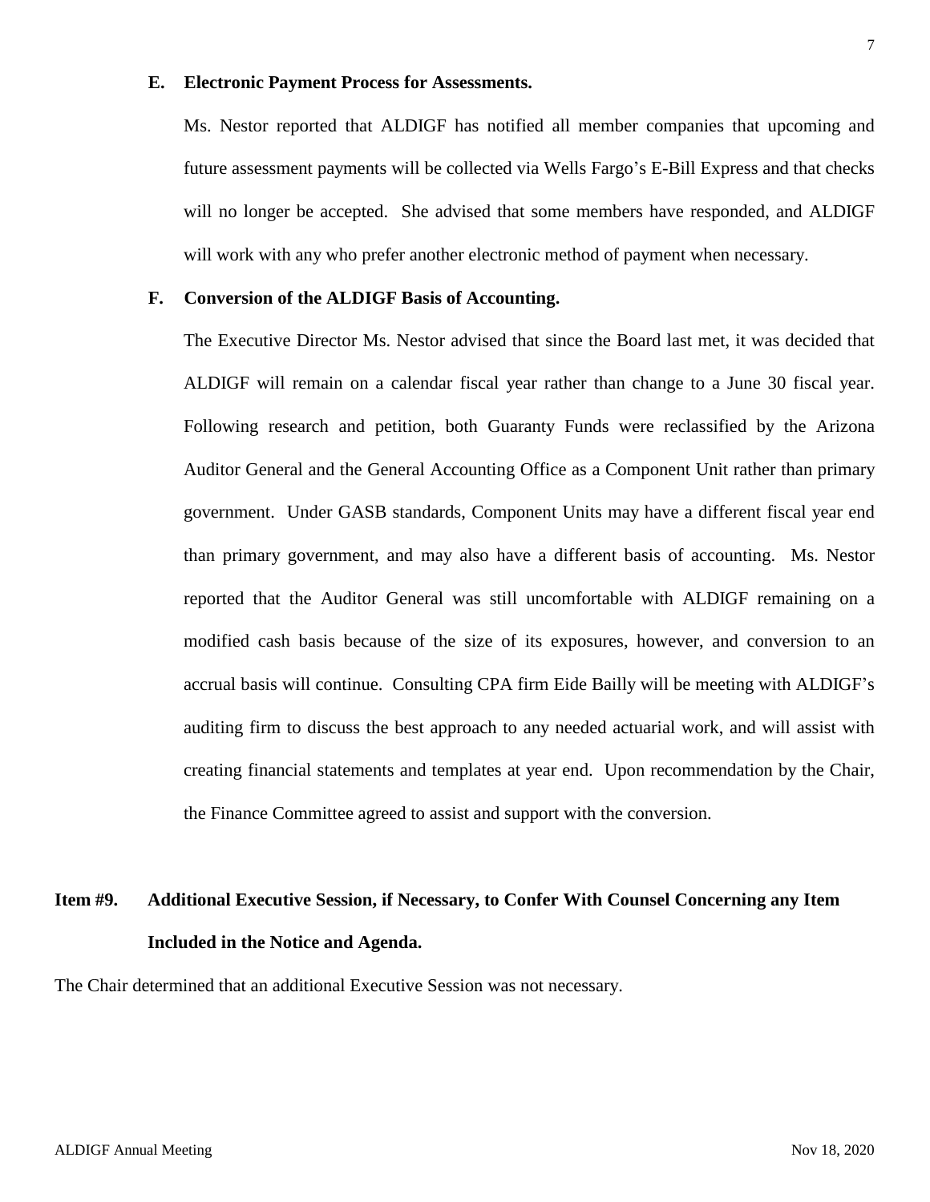**E. Electronic Payment Process for Assessments.**

Ms. Nestor reported that ALDIGF has notified all member companies that upcoming and future assessment payments will be collected via Wells Fargo's E-Bill Express and that checks will no longer be accepted. She advised that some members have responded, and ALDIGF will work with any who prefer another electronic method of payment when necessary.

**F. Conversion of the ALDIGF Basis of Accounting.**

The Executive Director Ms. Nestor advised that since the Board last met, it was decided that ALDIGF will remain on a calendar fiscal year rather than change to a June 30 fiscal year. Following research and petition, both Guaranty Funds were reclassified by the Arizona Auditor General and the General Accounting Office as a Component Unit rather than primary government. Under GASB standards, Component Units may have a different fiscal year end than primary government, and may also have a different basis of accounting. Ms. Nestor reported that the Auditor General was still uncomfortable with ALDIGF remaining on a modified cash basis because of the size of its exposures, however, and conversion to an accrual basis will continue. Consulting CPA firm Eide Bailly will be meeting with ALDIGF's auditing firm to discuss the best approach to any needed actuarial work, and will assist with creating financial statements and templates at year end. Upon recommendation by the Chair, the Finance Committee agreed to assist and support with the conversion.

## Item #9. Additional Executive Session, if Necessary, to Confer With Counsel Concerning any Item Included in the Notice and Agenda.

The Chair determined that an additional Executive Session was not necessary.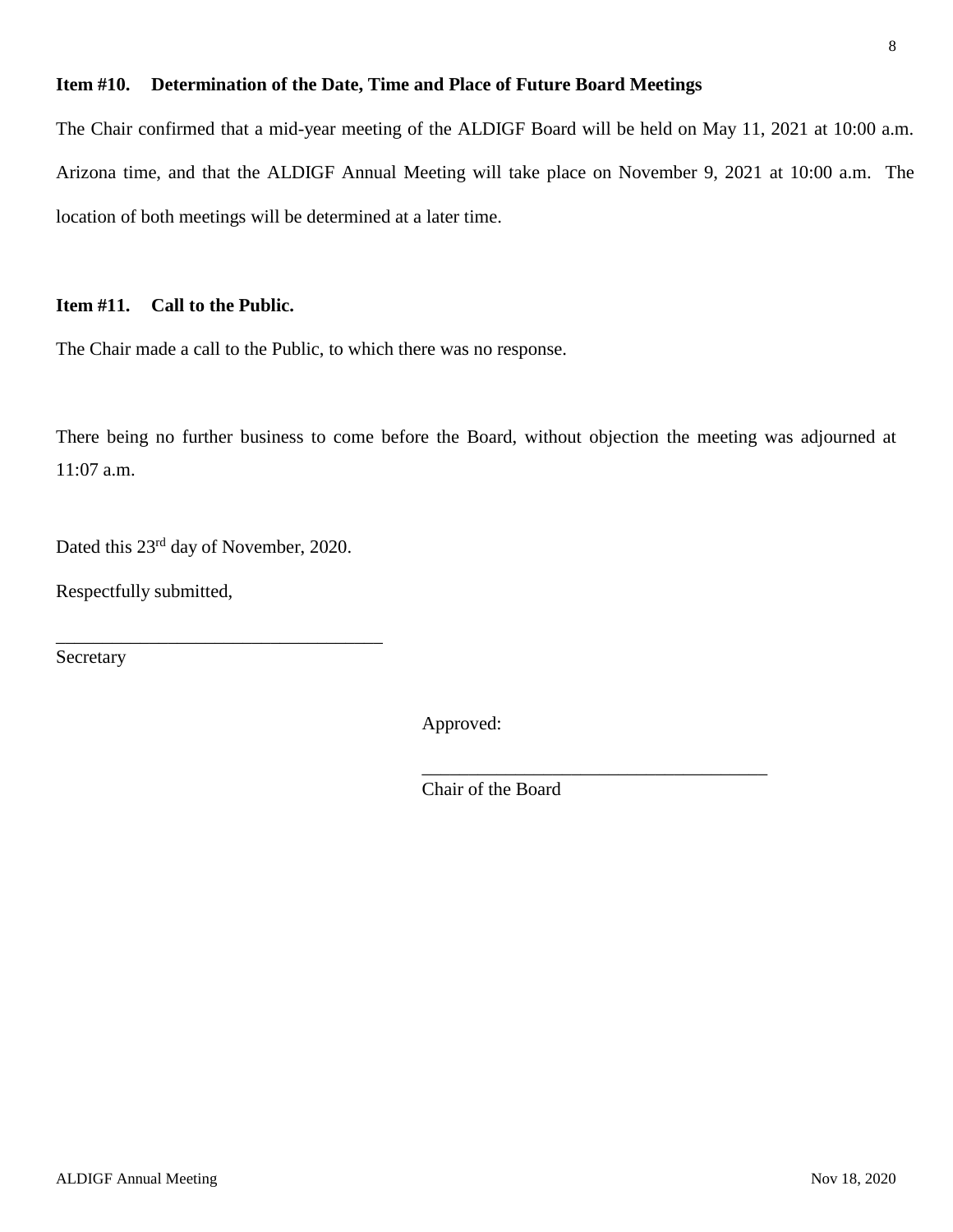**Item #10. Determination of the Date, Time and Place of Future Board Meetings**

The Chair confirmed that a mid-year meeting of the ALDIGF Board will be held on May 11, 2021 at 10:00 a.m. Arizona time, and that the ALDIGF Annual Meeting will take place on November 9, 2021 at 10:00 a.m. The location of both meetings will be determined at a later time.

**Item #11. Call to the Public.**

The Chair made a call to the Public, to which there was no response.

There being no further business to come before the Board, without objection the meeting was adjourned at 11:07 a.m.

Dated this 23rd day of November, 2020.

Respectfully submitted,

___________________________________
Secretary

Approved:

_____________________________________
Chair of the Board